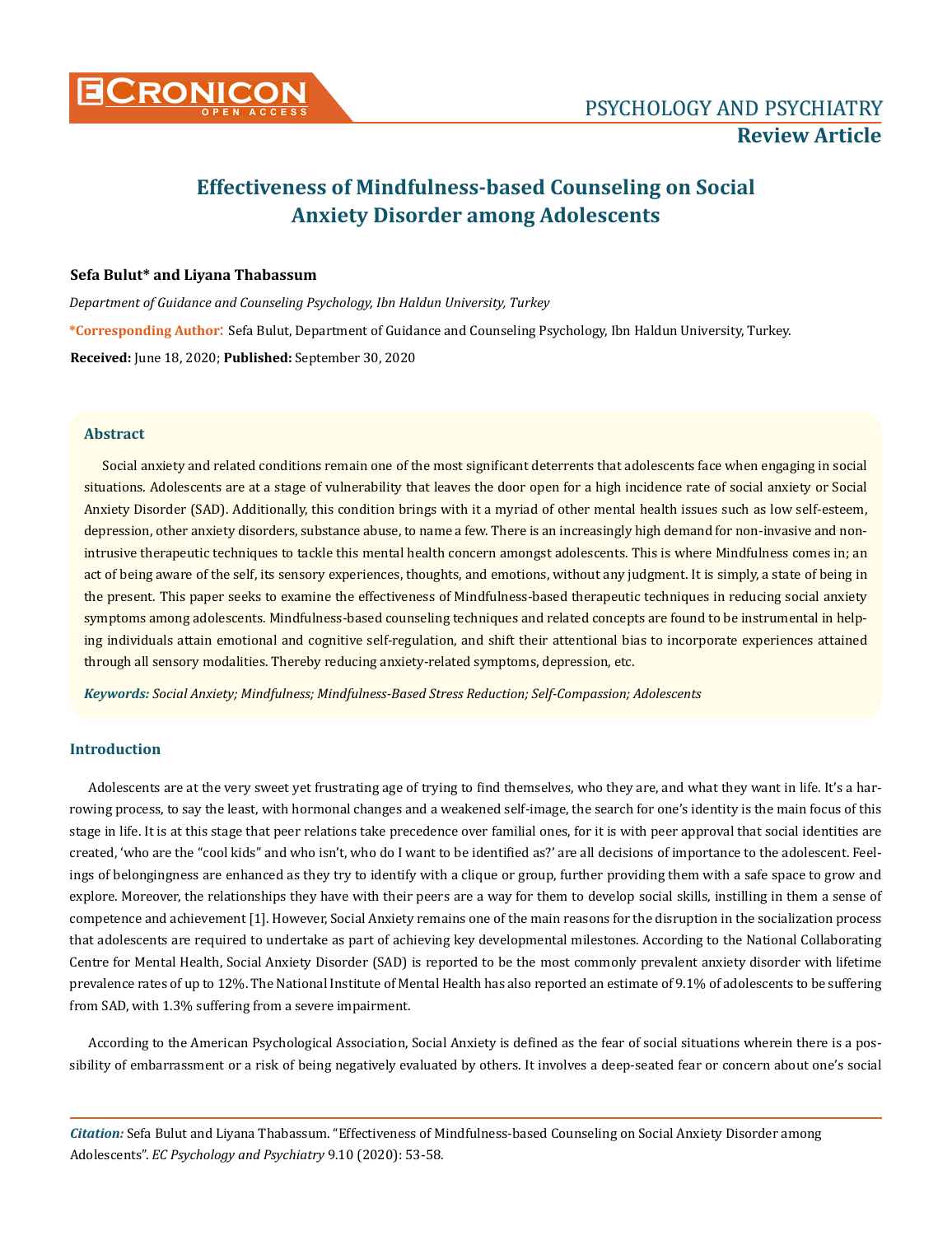# Effectiveness of Mindfulness-based Counseling on Social Anxiety Disorder among Adolescents

**Sefa Bulut\* and Liyana Thabassum**

*Department of Guidance and Counseling Psychology, Ibn Haldun University, Turkey*

**\*Corresponding Author:** Sefa Bulut, Department of Guidance and Counseling Psychology, Ibn Haldun University, Turkey.

**Received:** June 18, 2020; **Published:** September 30, 2020

## Abstract

Social anxiety and related conditions remain one of the most significant deterrents that adolescents face when engaging in social situations. Adolescents are at a stage of vulnerability that leaves the door open for a high incidence rate of social anxiety or Social Anxiety Disorder (SAD). Additionally, this condition brings with it a myriad of other mental health issues such as low self-esteem, depression, other anxiety disorders, substance abuse, to name a few. There is an increasingly high demand for non-invasive and non-intrusive therapeutic techniques to tackle this mental health concern amongst adolescents. This is where Mindfulness comes in; an act of being aware of the self, its sensory experiences, thoughts, and emotions, without any judgment. It is simply, a state of being in the present. This paper seeks to examine the effectiveness of Mindfulness-based therapeutic techniques in reducing social anxiety symptoms among adolescents. Mindfulness-based counseling techniques and related concepts are found to be instrumental in helping individuals attain emotional and cognitive self-regulation, and shift their attentional bias to incorporate experiences attained through all sensory modalities. Thereby reducing anxiety-related symptoms, depression, etc.

***Keywords:*** *Social Anxiety; Mindfulness; Mindfulness-Based Stress Reduction; Self-Compassion; Adolescents*

## Introduction

Adolescents are at the very sweet yet frustrating age of trying to find themselves, who they are, and what they want in life. It's a harrowing process, to say the least, with hormonal changes and a weakened self-image, the search for one's identity is the main focus of this stage in life. It is at this stage that peer relations take precedence over familial ones, for it is with peer approval that social identities are created, 'who are the "cool kids" and who isn't, who do I want to be identified as?' are all decisions of importance to the adolescent. Feelings of belongingness are enhanced as they try to identify with a clique or group, further providing them with a safe space to grow and explore. Moreover, the relationships they have with their peers are a way for them to develop social skills, instilling in them a sense of competence and achievement [1]. However, Social Anxiety remains one of the main reasons for the disruption in the socialization process that adolescents are required to undertake as part of achieving key developmental milestones. According to the National Collaborating Centre for Mental Health, Social Anxiety Disorder (SAD) is reported to be the most commonly prevalent anxiety disorder with lifetime prevalence rates of up to 12%. The National Institute of Mental Health has also reported an estimate of 9.1% of adolescents to be suffering from SAD, with 1.3% suffering from a severe impairment.

According to the American Psychological Association, Social Anxiety is defined as the fear of social situations wherein there is a possibility of embarrassment or a risk of being negatively evaluated by others. It involves a deep-seated fear or concern about one's social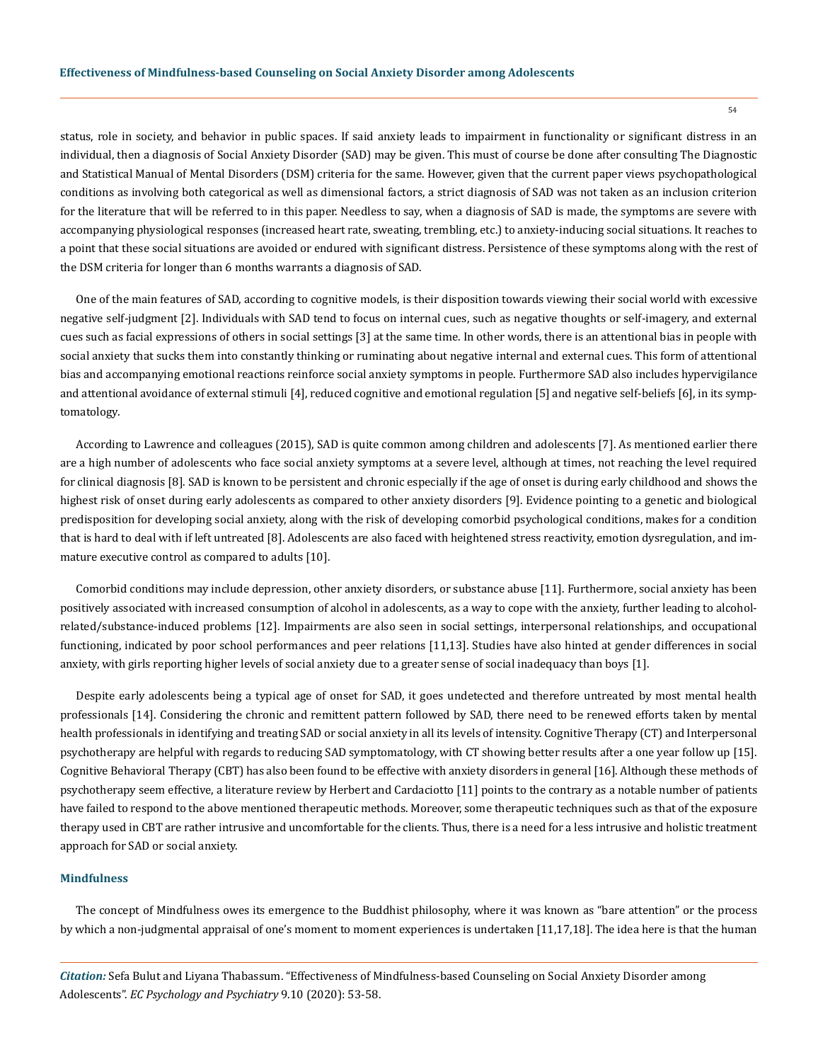status, role in society, and behavior in public spaces. If said anxiety leads to impairment in functionality or significant distress in an individual, then a diagnosis of Social Anxiety Disorder (SAD) may be given. This must of course be done after consulting The Diagnostic and Statistical Manual of Mental Disorders (DSM) criteria for the same. However, given that the current paper views psychopathological conditions as involving both categorical as well as dimensional factors, a strict diagnosis of SAD was not taken as an inclusion criterion for the literature that will be referred to in this paper. Needless to say, when a diagnosis of SAD is made, the symptoms are severe with accompanying physiological responses (increased heart rate, sweating, trembling, etc.) to anxiety-inducing social situations. It reaches to a point that these social situations are avoided or endured with significant distress. Persistence of these symptoms along with the rest of the DSM criteria for longer than 6 months warrants a diagnosis of SAD.

One of the main features of SAD, according to cognitive models, is their disposition towards viewing their social world with excessive negative self-judgment [2]. Individuals with SAD tend to focus on internal cues, such as negative thoughts or self-imagery, and external cues such as facial expressions of others in social settings [3] at the same time. In other words, there is an attentional bias in people with social anxiety that sucks them into constantly thinking or ruminating about negative internal and external cues. This form of attentional bias and accompanying emotional reactions reinforce social anxiety symptoms in people. Furthermore SAD also includes hypervigilance and attentional avoidance of external stimuli [4], reduced cognitive and emotional regulation [5] and negative self-beliefs [6], in its symptomatology.

According to Lawrence and colleagues (2015), SAD is quite common among children and adolescents [7]. As mentioned earlier there are a high number of adolescents who face social anxiety symptoms at a severe level, although at times, not reaching the level required for clinical diagnosis [8]. SAD is known to be persistent and chronic especially if the age of onset is during early childhood and shows the highest risk of onset during early adolescents as compared to other anxiety disorders [9]. Evidence pointing to a genetic and biological predisposition for developing social anxiety, along with the risk of developing comorbid psychological conditions, makes for a condition that is hard to deal with if left untreated [8]. Adolescents are also faced with heightened stress reactivity, emotion dysregulation, and immature executive control as compared to adults [10].

Comorbid conditions may include depression, other anxiety disorders, or substance abuse [11]. Furthermore, social anxiety has been positively associated with increased consumption of alcohol in adolescents, as a way to cope with the anxiety, further leading to alcohol-related/substance-induced problems [12]. Impairments are also seen in social settings, interpersonal relationships, and occupational functioning, indicated by poor school performances and peer relations [11,13]. Studies have also hinted at gender differences in social anxiety, with girls reporting higher levels of social anxiety due to a greater sense of social inadequacy than boys [1].

Despite early adolescents being a typical age of onset for SAD, it goes undetected and therefore untreated by most mental health professionals [14]. Considering the chronic and remittent pattern followed by SAD, there need to be renewed efforts taken by mental health professionals in identifying and treating SAD or social anxiety in all its levels of intensity. Cognitive Therapy (CT) and Interpersonal psychotherapy are helpful with regards to reducing SAD symptomatology, with CT showing better results after a one year follow up [15]. Cognitive Behavioral Therapy (CBT) has also been found to be effective with anxiety disorders in general [16]. Although these methods of psychotherapy seem effective, a literature review by Herbert and Cardaciotto [11] points to the contrary as a notable number of patients have failed to respond to the above mentioned therapeutic methods. Moreover, some therapeutic techniques such as that of the exposure therapy used in CBT are rather intrusive and uncomfortable for the clients. Thus, there is a need for a less intrusive and holistic treatment approach for SAD or social anxiety.

## Mindfulness

The concept of Mindfulness owes its emergence to the Buddhist philosophy, where it was known as "bare attention" or the process by which a non-judgmental appraisal of one's moment to moment experiences is undertaken [11,17,18]. The idea here is that the human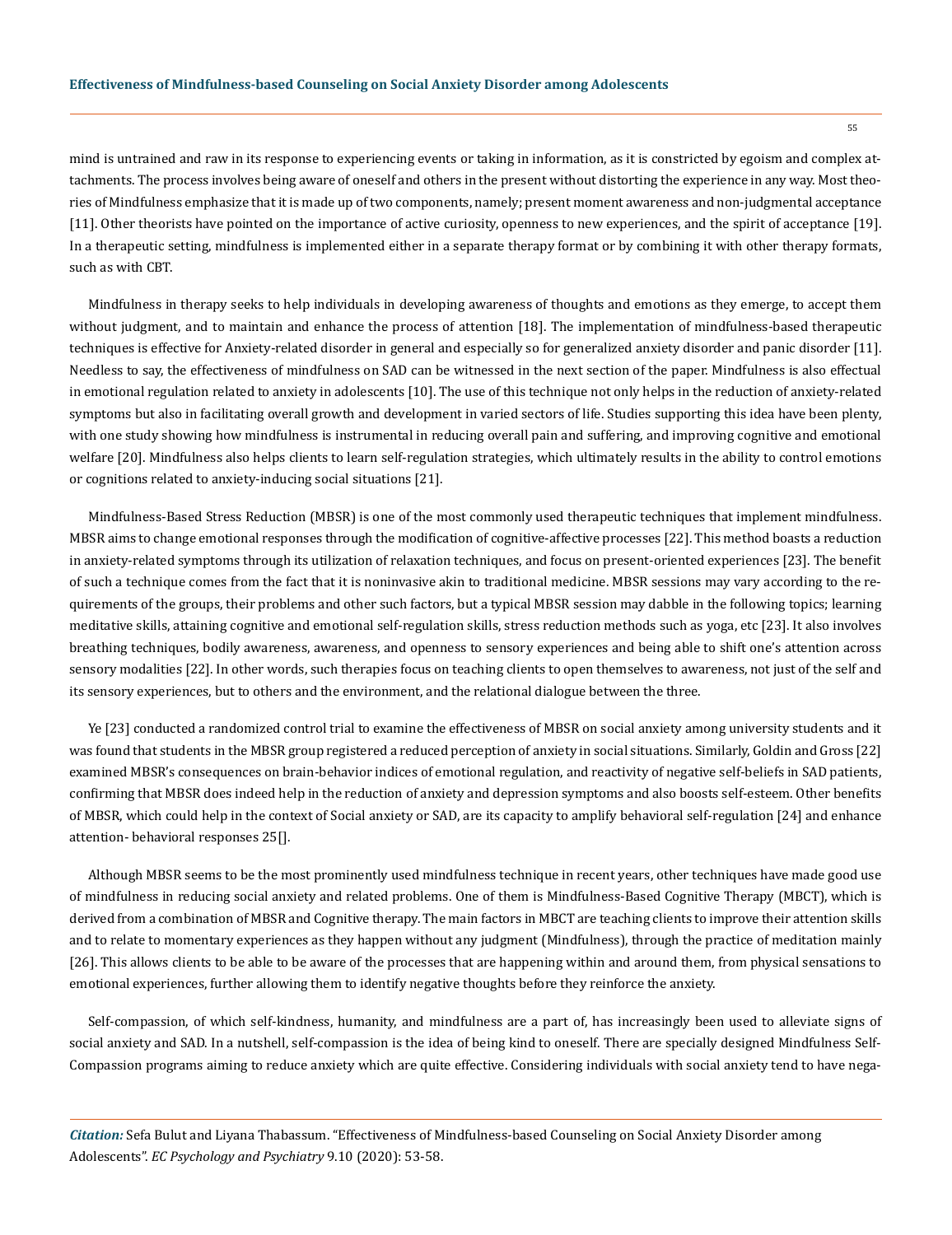mind is untrained and raw in its response to experiencing events or taking in information, as it is constricted by egoism and complex attachments. The process involves being aware of oneself and others in the present without distorting the experience in any way. Most theories of Mindfulness emphasize that it is made up of two components, namely; present moment awareness and non-judgmental acceptance [11]. Other theorists have pointed on the importance of active curiosity, openness to new experiences, and the spirit of acceptance [19]. In a therapeutic setting, mindfulness is implemented either in a separate therapy format or by combining it with other therapy formats, such as with CBT.

Mindfulness in therapy seeks to help individuals in developing awareness of thoughts and emotions as they emerge, to accept them without judgment, and to maintain and enhance the process of attention [18]. The implementation of mindfulness-based therapeutic techniques is effective for Anxiety-related disorder in general and especially so for generalized anxiety disorder and panic disorder [11]. Needless to say, the effectiveness of mindfulness on SAD can be witnessed in the next section of the paper. Mindfulness is also effectual in emotional regulation related to anxiety in adolescents [10]. The use of this technique not only helps in the reduction of anxiety-related symptoms but also in facilitating overall growth and development in varied sectors of life. Studies supporting this idea have been plenty, with one study showing how mindfulness is instrumental in reducing overall pain and suffering, and improving cognitive and emotional welfare [20]. Mindfulness also helps clients to learn self-regulation strategies, which ultimately results in the ability to control emotions or cognitions related to anxiety-inducing social situations [21].

Mindfulness-Based Stress Reduction (MBSR) is one of the most commonly used therapeutic techniques that implement mindfulness. MBSR aims to change emotional responses through the modification of cognitive-affective processes [22]. This method boasts a reduction in anxiety-related symptoms through its utilization of relaxation techniques, and focus on present-oriented experiences [23]. The benefit of such a technique comes from the fact that it is noninvasive akin to traditional medicine. MBSR sessions may vary according to the requirements of the groups, their problems and other such factors, but a typical MBSR session may dabble in the following topics; learning meditative skills, attaining cognitive and emotional self-regulation skills, stress reduction methods such as yoga, etc [23]. It also involves breathing techniques, bodily awareness, awareness, and openness to sensory experiences and being able to shift one's attention across sensory modalities [22]. In other words, such therapies focus on teaching clients to open themselves to awareness, not just of the self and its sensory experiences, but to others and the environment, and the relational dialogue between the three.

Ye [23] conducted a randomized control trial to examine the effectiveness of MBSR on social anxiety among university students and it was found that students in the MBSR group registered a reduced perception of anxiety in social situations. Similarly, Goldin and Gross [22] examined MBSR's consequences on brain-behavior indices of emotional regulation, and reactivity of negative self-beliefs in SAD patients, confirming that MBSR does indeed help in the reduction of anxiety and depression symptoms and also boosts self-esteem. Other benefits of MBSR, which could help in the context of Social anxiety or SAD, are its capacity to amplify behavioral self-regulation [24] and enhance attention- behavioral responses 25[].

Although MBSR seems to be the most prominently used mindfulness technique in recent years, other techniques have made good use of mindfulness in reducing social anxiety and related problems. One of them is Mindfulness-Based Cognitive Therapy (MBCT), which is derived from a combination of MBSR and Cognitive therapy. The main factors in MBCT are teaching clients to improve their attention skills and to relate to momentary experiences as they happen without any judgment (Mindfulness), through the practice of meditation mainly [26]. This allows clients to be able to be aware of the processes that are happening within and around them, from physical sensations to emotional experiences, further allowing them to identify negative thoughts before they reinforce the anxiety.

Self-compassion, of which self-kindness, humanity, and mindfulness are a part of, has increasingly been used to alleviate signs of social anxiety and SAD. In a nutshell, self-compassion is the idea of being kind to oneself. There are specially designed Mindfulness Self-Compassion programs aiming to reduce anxiety which are quite effective. Considering individuals with social anxiety tend to have nega-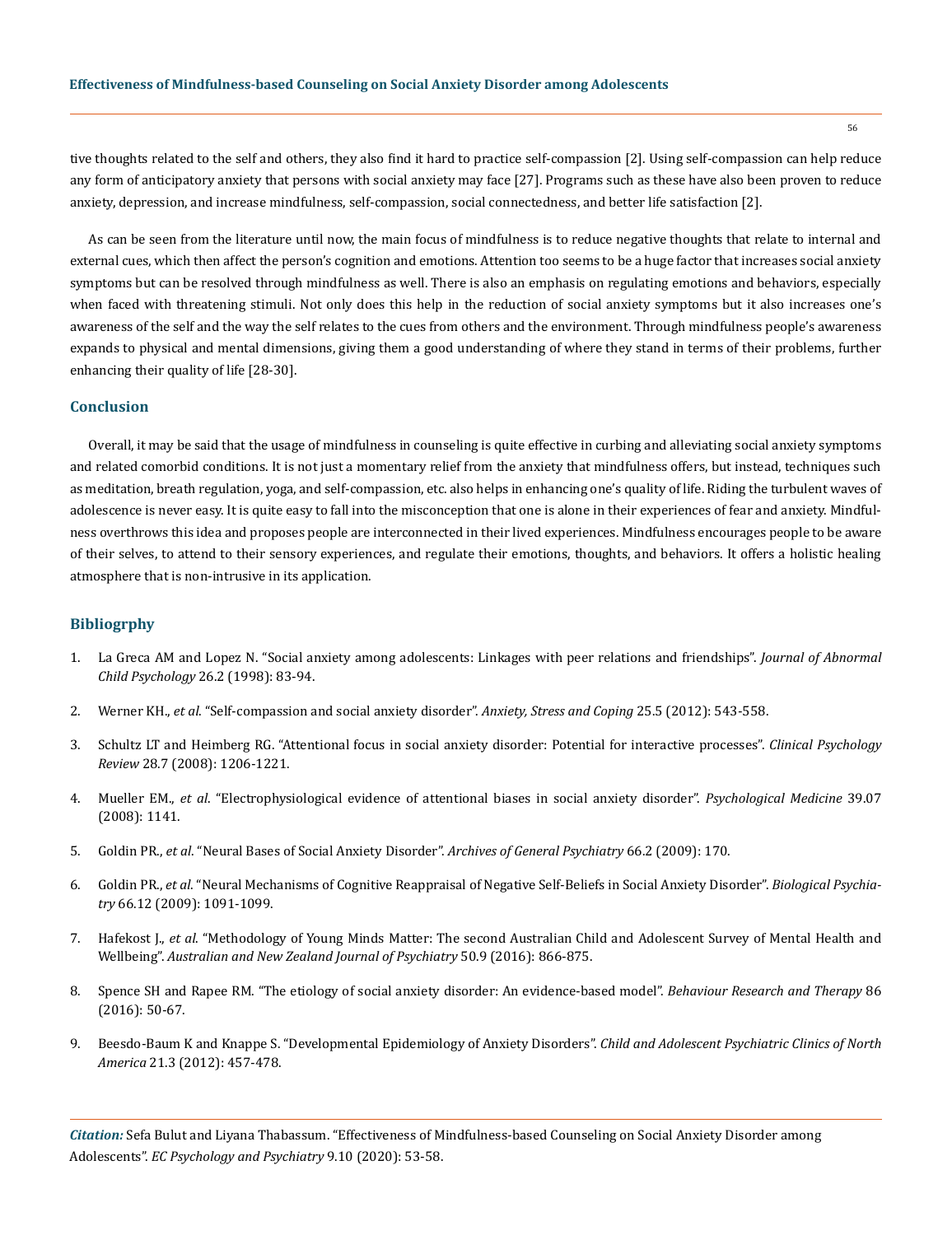tive thoughts related to the self and others, they also find it hard to practice self-compassion [2]. Using self-compassion can help reduce any form of anticipatory anxiety that persons with social anxiety may face [27]. Programs such as these have also been proven to reduce anxiety, depression, and increase mindfulness, self-compassion, social connectedness, and better life satisfaction [2].

As can be seen from the literature until now, the main focus of mindfulness is to reduce negative thoughts that relate to internal and external cues, which then affect the person's cognition and emotions. Attention too seems to be a huge factor that increases social anxiety symptoms but can be resolved through mindfulness as well. There is also an emphasis on regulating emotions and behaviors, especially when faced with threatening stimuli. Not only does this help in the reduction of social anxiety symptoms but it also increases one's awareness of the self and the way the self relates to the cues from others and the environment. Through mindfulness people's awareness expands to physical and mental dimensions, giving them a good understanding of where they stand in terms of their problems, further enhancing their quality of life [28-30].

## Conclusion

Overall, it may be said that the usage of mindfulness in counseling is quite effective in curbing and alleviating social anxiety symptoms and related comorbid conditions. It is not just a momentary relief from the anxiety that mindfulness offers, but instead, techniques such as meditation, breath regulation, yoga, and self-compassion, etc. also helps in enhancing one's quality of life. Riding the turbulent waves of adolescence is never easy. It is quite easy to fall into the misconception that one is alone in their experiences of fear and anxiety. Mindfulness overthrows this idea and proposes people are interconnected in their lived experiences. Mindfulness encourages people to be aware of their selves, to attend to their sensory experiences, and regulate their emotions, thoughts, and behaviors. It offers a holistic healing atmosphere that is non-intrusive in its application.

## Bibliogrphy

1. La Greca AM and Lopez N. "Social anxiety among adolescents: Linkages with peer relations and friendships". *Journal of Abnormal Child Psychology* 26.2 (1998): 83-94.
2. Werner KH., *et al*. "Self-compassion and social anxiety disorder". *Anxiety, Stress and Coping* 25.5 (2012): 543-558.
3. Schultz LT and Heimberg RG. "Attentional focus in social anxiety disorder: Potential for interactive processes". *Clinical Psychology Review* 28.7 (2008): 1206-1221.
4. Mueller EM., *et al*. "Electrophysiological evidence of attentional biases in social anxiety disorder". *Psychological Medicine* 39.07 (2008): 1141.
5. Goldin PR., *et al*. "Neural Bases of Social Anxiety Disorder". *Archives of General Psychiatry* 66.2 (2009): 170.
6. Goldin PR., *et al*. "Neural Mechanisms of Cognitive Reappraisal of Negative Self-Beliefs in Social Anxiety Disorder". *Biological Psychiatry* 66.12 (2009): 1091-1099.
7. Hafekost J., *et al*. "Methodology of Young Minds Matter: The second Australian Child and Adolescent Survey of Mental Health and Wellbeing". *Australian and New Zealand Journal of Psychiatry* 50.9 (2016): 866-875.
8. Spence SH and Rapee RM. "The etiology of social anxiety disorder: An evidence-based model". *Behaviour Research and Therapy* 86 (2016): 50-67.
9. Beesdo-Baum K and Knappe S. "Developmental Epidemiology of Anxiety Disorders". *Child and Adolescent Psychiatric Clinics of North America* 21.3 (2012): 457-478.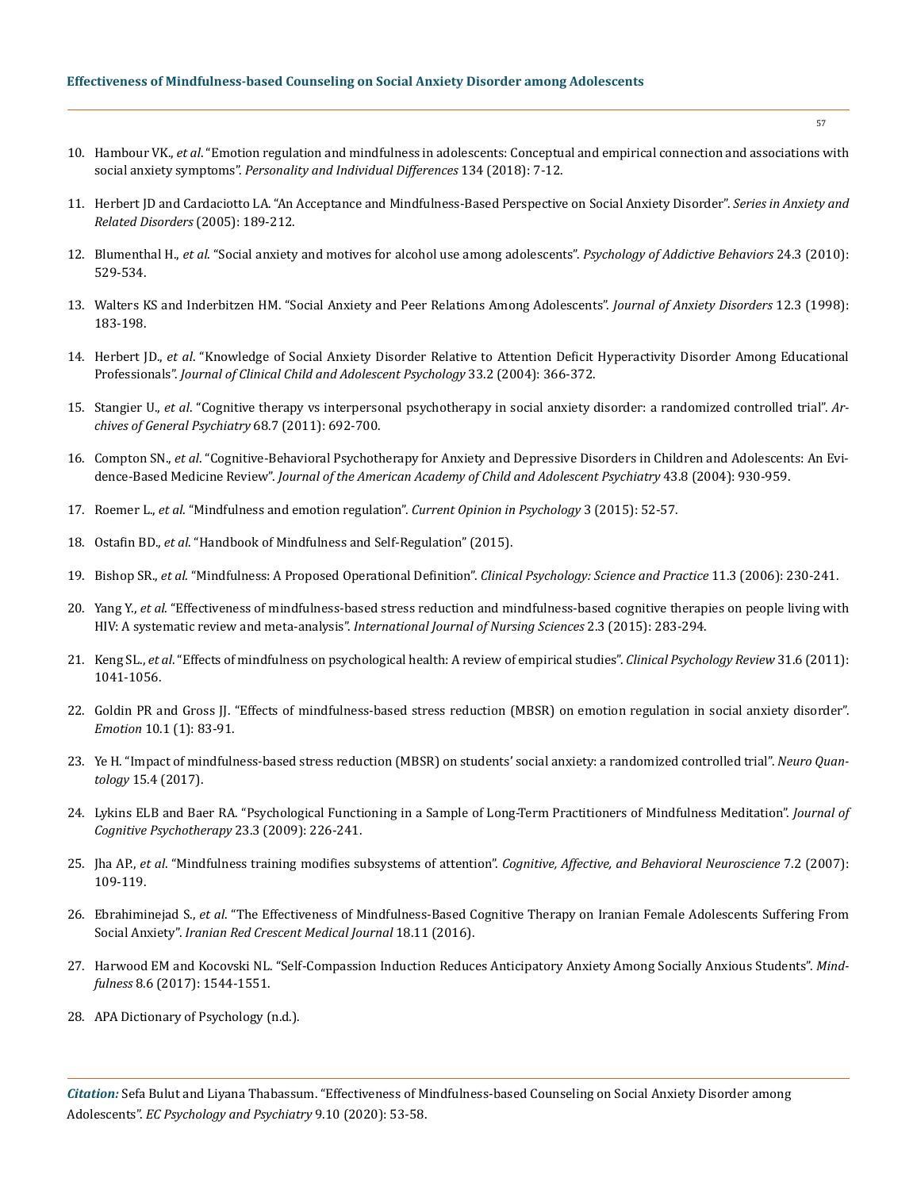10. Hambour VK., *et al*. "Emotion regulation and mindfulness in adolescents: Conceptual and empirical connection and associations with social anxiety symptoms". *Personality and Individual Differences* 134 (2018): 7-12.

11. Herbert JD and Cardaciotto LA. "An Acceptance and Mindfulness-Based Perspective on Social Anxiety Disorder". *Series in Anxiety and Related Disorders* (2005): 189-212.

12. Blumenthal H., *et al*. "Social anxiety and motives for alcohol use among adolescents". *Psychology of Addictive Behaviors* 24.3 (2010): 529-534.

13. Walters KS and Inderbitzen HM. "Social Anxiety and Peer Relations Among Adolescents". *Journal of Anxiety Disorders* 12.3 (1998): 183-198.

14. Herbert JD., *et al*. "Knowledge of Social Anxiety Disorder Relative to Attention Deficit Hyperactivity Disorder Among Educational Professionals". *Journal of Clinical Child and Adolescent Psychology* 33.2 (2004): 366-372.

15. Stangier U., *et al*. "Cognitive therapy vs interpersonal psychotherapy in social anxiety disorder: a randomized controlled trial". *Archives of General Psychiatry* 68.7 (2011): 692-700.

16. Compton SN., *et al*. "Cognitive-Behavioral Psychotherapy for Anxiety and Depressive Disorders in Children and Adolescents: An Evidence-Based Medicine Review". *Journal of the American Academy of Child and Adolescent Psychiatry* 43.8 (2004): 930-959.

17. Roemer L., *et al*. "Mindfulness and emotion regulation". *Current Opinion in Psychology* 3 (2015): 52-57.

18. Ostafin BD., *et al*. "Handbook of Mindfulness and Self-Regulation" (2015).

19. Bishop SR., *et al*. "Mindfulness: A Proposed Operational Definition". *Clinical Psychology: Science and Practice* 11.3 (2006): 230-241.

20. Yang Y., *et al*. "Effectiveness of mindfulness-based stress reduction and mindfulness-based cognitive therapies on people living with HIV: A systematic review and meta-analysis". *International Journal of Nursing Sciences* 2.3 (2015): 283-294.

21. Keng SL., *et al*. "Effects of mindfulness on psychological health: A review of empirical studies". *Clinical Psychology Review* 31.6 (2011): 1041-1056.

22. Goldin PR and Gross JJ. "Effects of mindfulness-based stress reduction (MBSR) on emotion regulation in social anxiety disorder". *Emotion* 10.1 (1): 83-91.

23. Ye H. "Impact of mindfulness-based stress reduction (MBSR) on students' social anxiety: a randomized controlled trial". *Neuro Quantology* 15.4 (2017).

24. Lykins ELB and Baer RA. "Psychological Functioning in a Sample of Long-Term Practitioners of Mindfulness Meditation". *Journal of Cognitive Psychotherapy* 23.3 (2009): 226-241.

25. Jha AP., *et al*. "Mindfulness training modifies subsystems of attention". *Cognitive, Affective, and Behavioral Neuroscience* 7.2 (2007): 109-119.

26. Ebrahiminejad S., *et al*. "The Effectiveness of Mindfulness-Based Cognitive Therapy on Iranian Female Adolescents Suffering From Social Anxiety". *Iranian Red Crescent Medical Journal* 18.11 (2016).

27. Harwood EM and Kocovski NL. "Self-Compassion Induction Reduces Anticipatory Anxiety Among Socially Anxious Students". *Mindfulness* 8.6 (2017): 1544-1551.

28. APA Dictionary of Psychology (n.d.).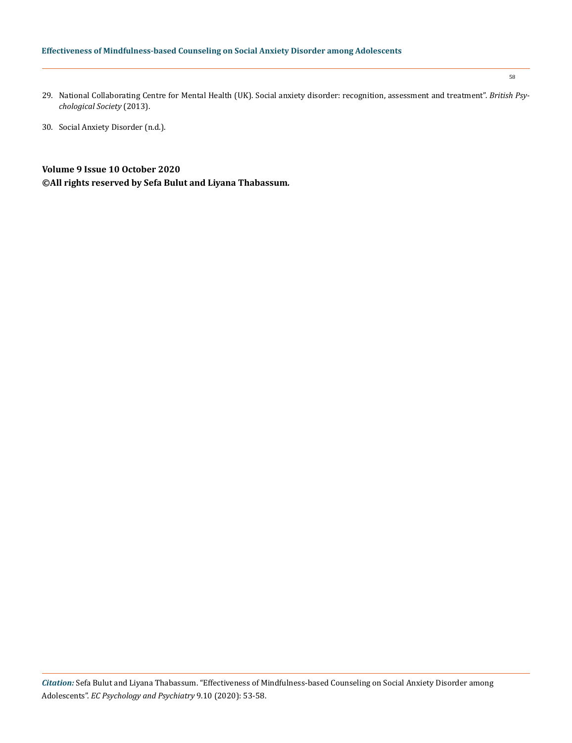29. National Collaborating Centre for Mental Health (UK). Social anxiety disorder: recognition, assessment and treatment". *British Psychological Society* (2013).

30. Social Anxiety Disorder (n.d.).

**Volume 9 Issue 10 October 2020**
**©All rights reserved by Sefa Bulut and Liyana Thabassum.**